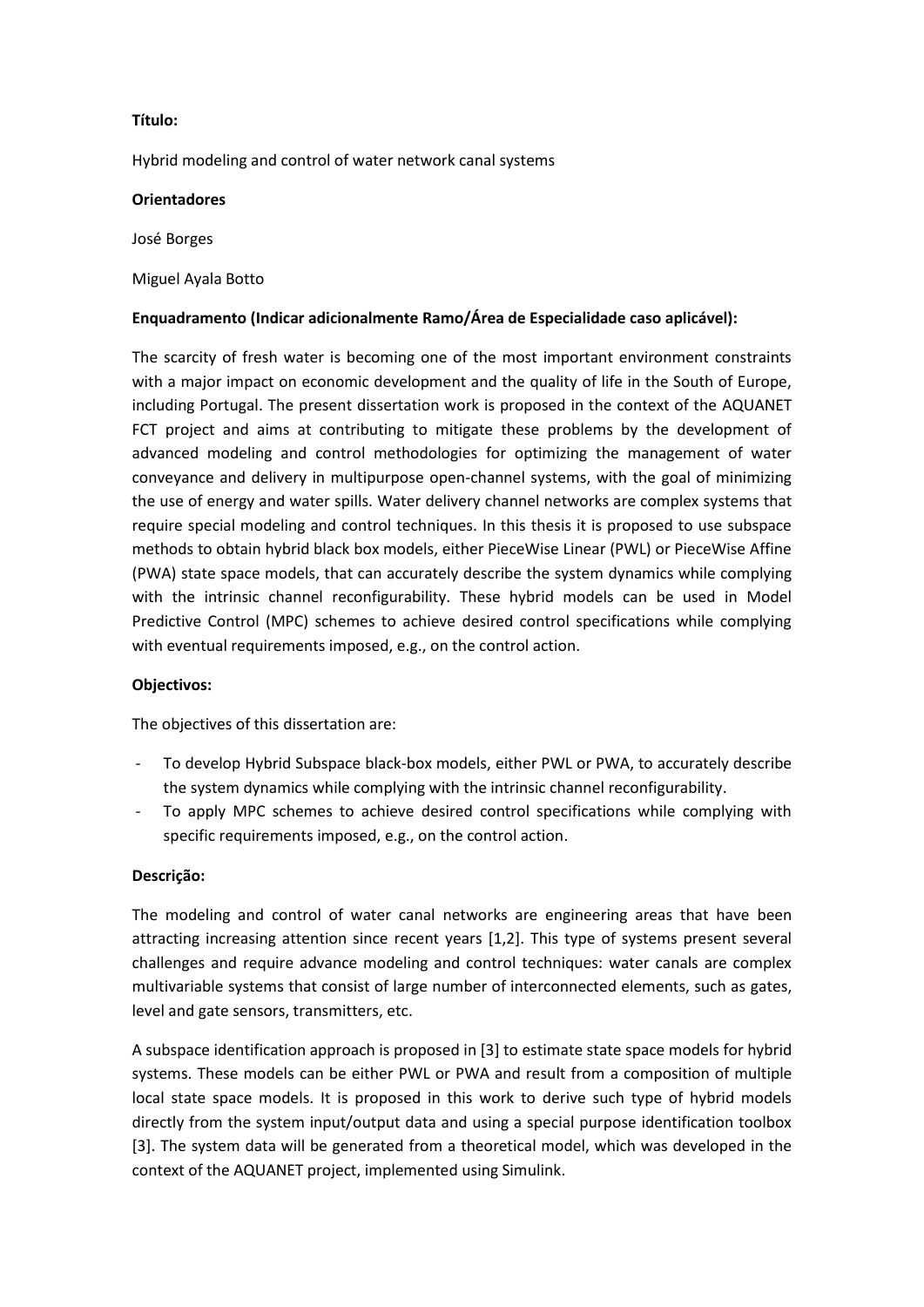**Título:**

Hybrid modeling and control of water network canal systems

**Orientadores**

José Borges

Miguel Ayala Botto

**Enquadramento (Indicar adicionalmente Ramo/Área de Especialidade caso aplicável):**

The scarcity of fresh water is becoming one of the most important environment constraints with a major impact on economic development and the quality of life in the South of Europe, including Portugal. The present dissertation work is proposed in the context of the AQUANET FCT project and aims at contributing to mitigate these problems by the development of advanced modeling and control methodologies for optimizing the management of water conveyance and delivery in multipurpose open-channel systems, with the goal of minimizing the use of energy and water spills. Water delivery channel networks are complex systems that require special modeling and control techniques. In this thesis it is proposed to use subspace methods to obtain hybrid black box models, either PieceWise Linear (PWL) or PieceWise Affine (PWA) state space models, that can accurately describe the system dynamics while complying with the intrinsic channel reconfigurability. These hybrid models can be used in Model Predictive Control (MPC) schemes to achieve desired control specifications while complying with eventual requirements imposed, e.g., on the control action.

**Objectivos:**

The objectives of this dissertation are:

- To develop Hybrid Subspace black-box models, either PWL or PWA, to accurately describe the system dynamics while complying with the intrinsic channel reconfigurability.
- To apply MPC schemes to achieve desired control specifications while complying with specific requirements imposed, e.g., on the control action.

**Descrição:**

The modeling and control of water canal networks are engineering areas that have been attracting increasing attention since recent years [1,2]. This type of systems present several challenges and require advance modeling and control techniques: water canals are complex multivariable systems that consist of large number of interconnected elements, such as gates, level and gate sensors, transmitters, etc.

A subspace identification approach is proposed in [3] to estimate state space models for hybrid systems. These models can be either PWL or PWA and result from a composition of multiple local state space models. It is proposed in this work to derive such type of hybrid models directly from the system input/output data and using a special purpose identification toolbox [3]. The system data will be generated from a theoretical model, which was developed in the context of the AQUANET project, implemented using Simulink.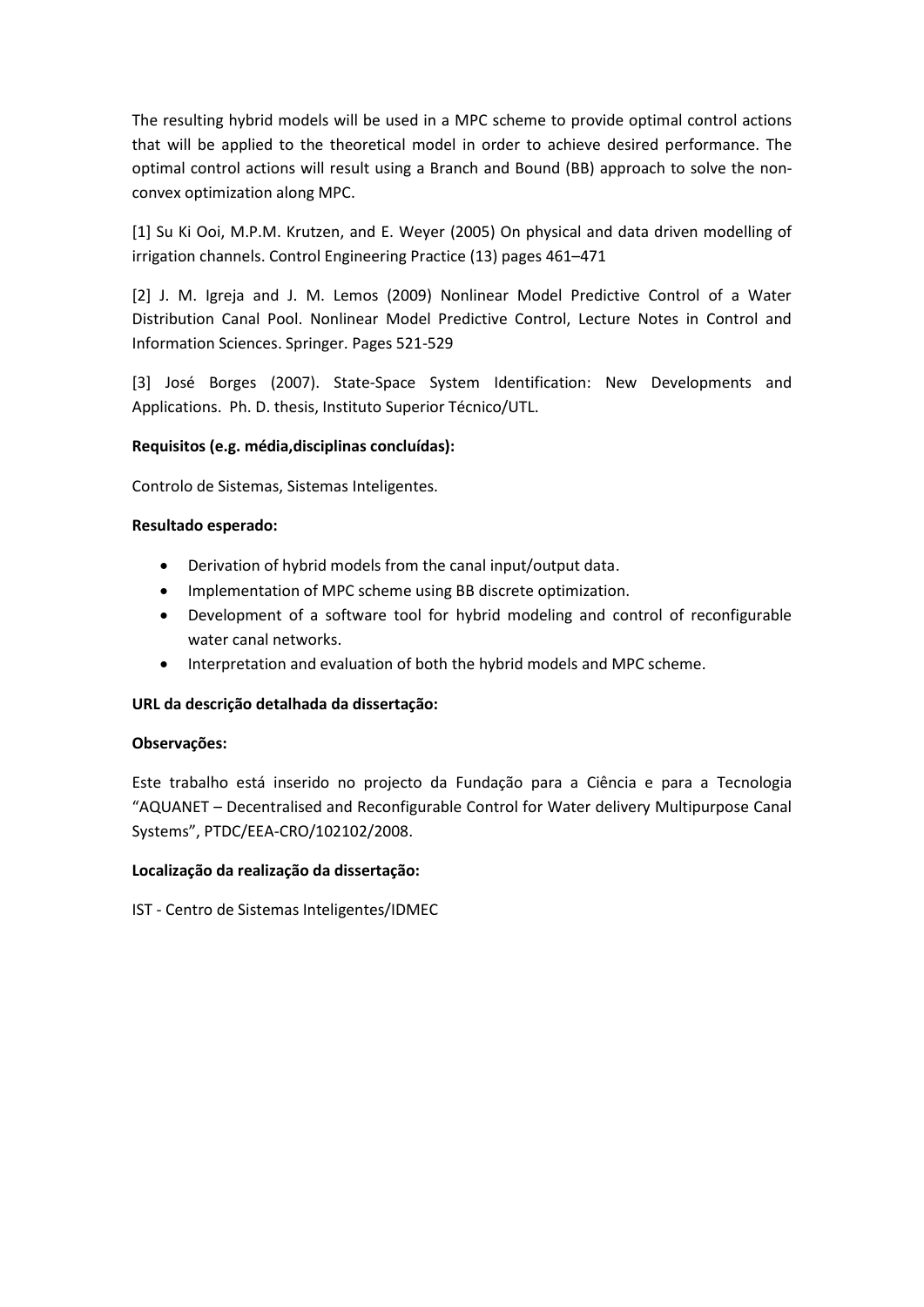The resulting hybrid models will be used in a MPC scheme to provide optimal control actions that will be applied to the theoretical model in order to achieve desired performance. The optimal control actions will result using a Branch and Bound (BB) approach to solve the non-convex optimization along MPC.

[1] Su Ki Ooi, M.P.M. Krutzen, and E. Weyer (2005) On physical and data driven modelling of irrigation channels. Control Engineering Practice (13) pages 461–471

[2] J. M. Igreja and J. M. Lemos (2009) Nonlinear Model Predictive Control of a Water Distribution Canal Pool. Nonlinear Model Predictive Control, Lecture Notes in Control and Information Sciences. Springer. Pages 521-529

[3] José Borges (2007). State-Space System Identification: New Developments and Applications. Ph. D. thesis, Instituto Superior Técnico/UTL.

**Requisitos (e.g. média,disciplinas concluídas):**

Controlo de Sistemas, Sistemas Inteligentes.

**Resultado esperado:**

- Derivation of hybrid models from the canal input/output data.
- Implementation of MPC scheme using BB discrete optimization.
- Development of a software tool for hybrid modeling and control of reconfigurable water canal networks.
- Interpretation and evaluation of both the hybrid models and MPC scheme.

**URL da descrição detalhada da dissertação:**

**Observações:**

Este trabalho está inserido no projecto da Fundação para a Ciência e para a Tecnologia "AQUANET – Decentralised and Reconfigurable Control for Water delivery Multipurpose Canal Systems", PTDC/EEA-CRO/102102/2008.

**Localização da realização da dissertação:**

IST - Centro de Sistemas Inteligentes/IDMEC